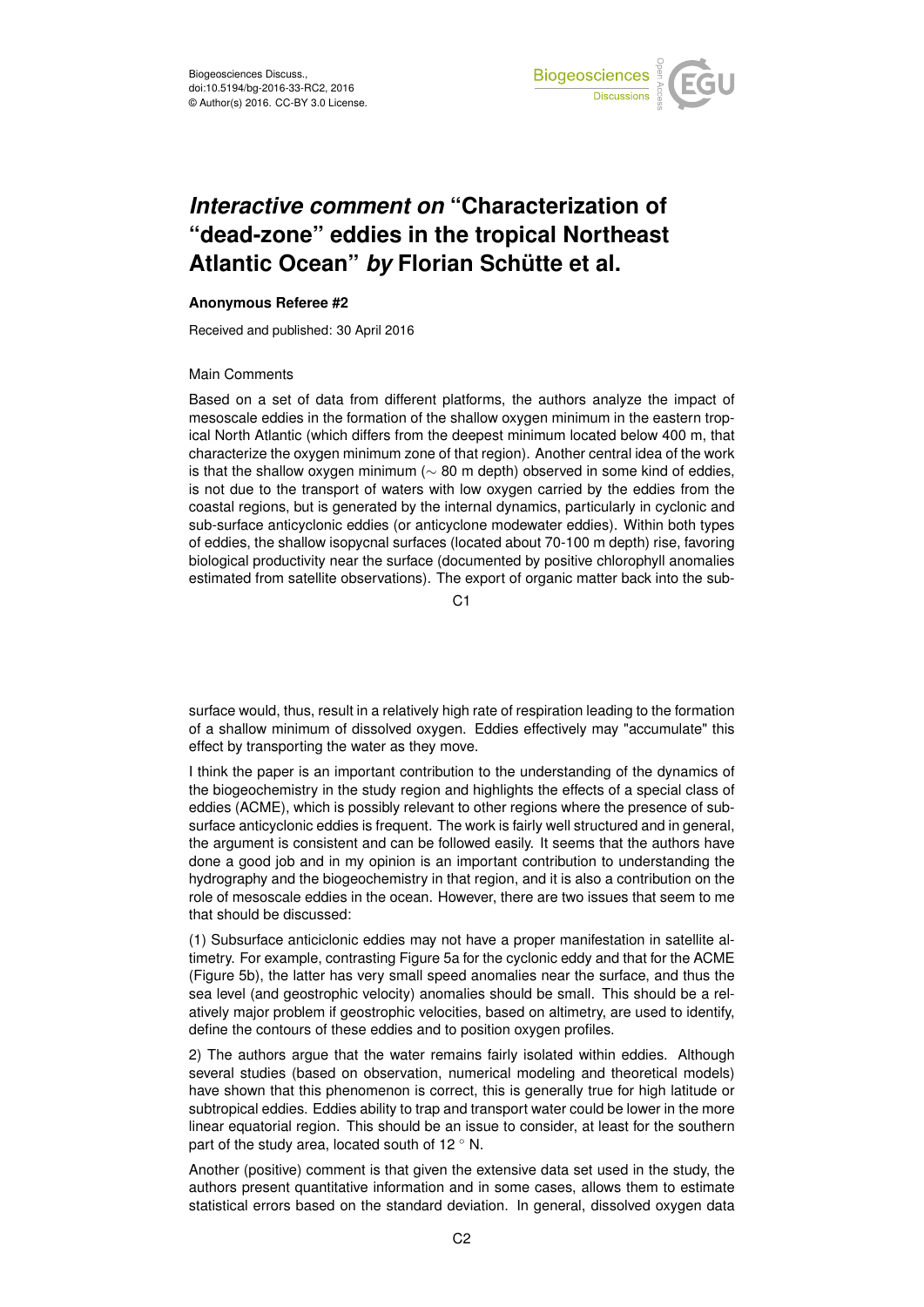# *Interactive comment on* "Characterization of "dead-zone" eddies in the tropical Northeast Atlantic Ocean" *by* Florian Schütte et al.

**Anonymous Referee #2**

Received and published: 30 April 2016

Main Comments

Based on a set of data from different platforms, the authors analyze the impact of mesoscale eddies in the formation of the shallow oxygen minimum in the eastern tropical North Atlantic (which differs from the deepest minimum located below 400 m, that characterize the oxygen minimum zone of that region). Another central idea of the work is that the shallow oxygen minimum ($\sim$ 80 m depth) observed in some kind of eddies, is not due to the transport of waters with low oxygen carried by the eddies from the coastal regions, but is generated by the internal dynamics, particularly in cyclonic and sub-surface anticyclonic eddies (or anticyclone modewater eddies). Within both types of eddies, the shallow isopycnal surfaces (located about 70-100 m depth) rise, favoring biological productivity near the surface (documented by positive chlorophyll anomalies estimated from satellite observations). The export of organic matter back into the subsurface would, thus, result in a relatively high rate of respiration leading to the formation of a shallow minimum of dissolved oxygen. Eddies effectively may "accumulate" this effect by transporting the water as they move.

I think the paper is an important contribution to the understanding of the dynamics of the biogeochemistry in the study region and highlights the effects of a special class of eddies (ACME), which is possibly relevant to other regions where the presence of subsurface anticyclonic eddies is frequent. The work is fairly well structured and in general, the argument is consistent and can be followed easily. It seems that the authors have done a good job and in my opinion is an important contribution to understanding the hydrography and the biogeochemistry in that region, and it is also a contribution on the role of mesoscale eddies in the ocean. However, there are two issues that seem to me that should be discussed:

(1) Subsurface anticiclonic eddies may not have a proper manifestation in satellite altimetry. For example, contrasting Figure 5a for the cyclonic eddy and that for the ACME (Figure 5b), the latter has very small speed anomalies near the surface, and thus the sea level (and geostrophic velocity) anomalies should be small. This should be a relatively major problem if geostrophic velocities, based on altimetry, are used to identify, define the contours of these eddies and to position oxygen profiles.

2) The authors argue that the water remains fairly isolated within eddies. Although several studies (based on observation, numerical modeling and theoretical models) have shown that this phenomenon is correct, this is generally true for high latitude or subtropical eddies. Eddies ability to trap and transport water could be lower in the more linear equatorial region. This should be an issue to consider, at least for the southern part of the study area, located south of 12 ° N.

Another (positive) comment is that given the extensive data set used in the study, the authors present quantitative information and in some cases, allows them to estimate statistical errors based on the standard deviation. In general, dissolved oxygen data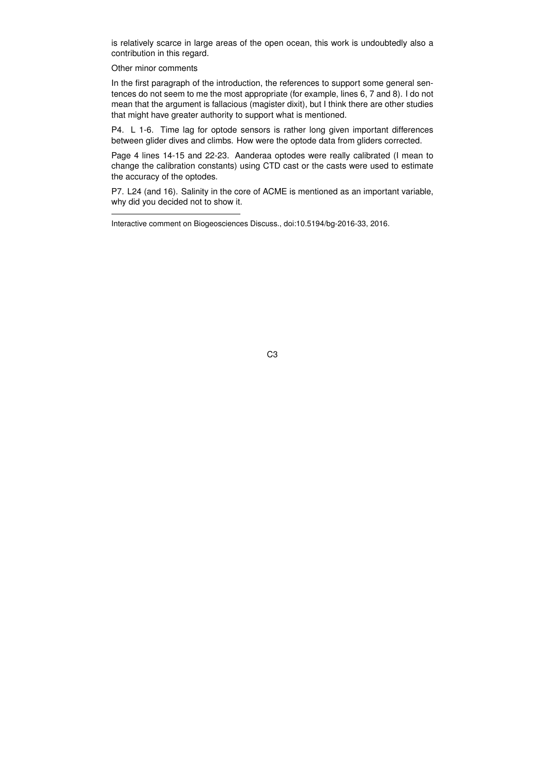is relatively scarce in large areas of the open ocean, this work is undoubtedly also a contribution in this regard.

Other minor comments

In the first paragraph of the introduction, the references to support some general sentences do not seem to me the most appropriate (for example, lines 6, 7 and 8). I do not mean that the argument is fallacious (magister dixit), but I think there are other studies that might have greater authority to support what is mentioned.

P4. L 1-6. Time lag for optode sensors is rather long given important differences between glider dives and climbs. How were the optode data from gliders corrected.

Page 4 lines 14-15 and 22-23. Aanderaa optodes were really calibrated (I mean to change the calibration constants) using CTD cast or the casts were used to estimate the accuracy of the optodes.

P7. L24 (and 16). Salinity in the core of ACME is mentioned as an important variable, why did you decided not to show it.

---

Interactive comment on Biogeosciences Discuss., doi:10.5194/bg-2016-33, 2016.